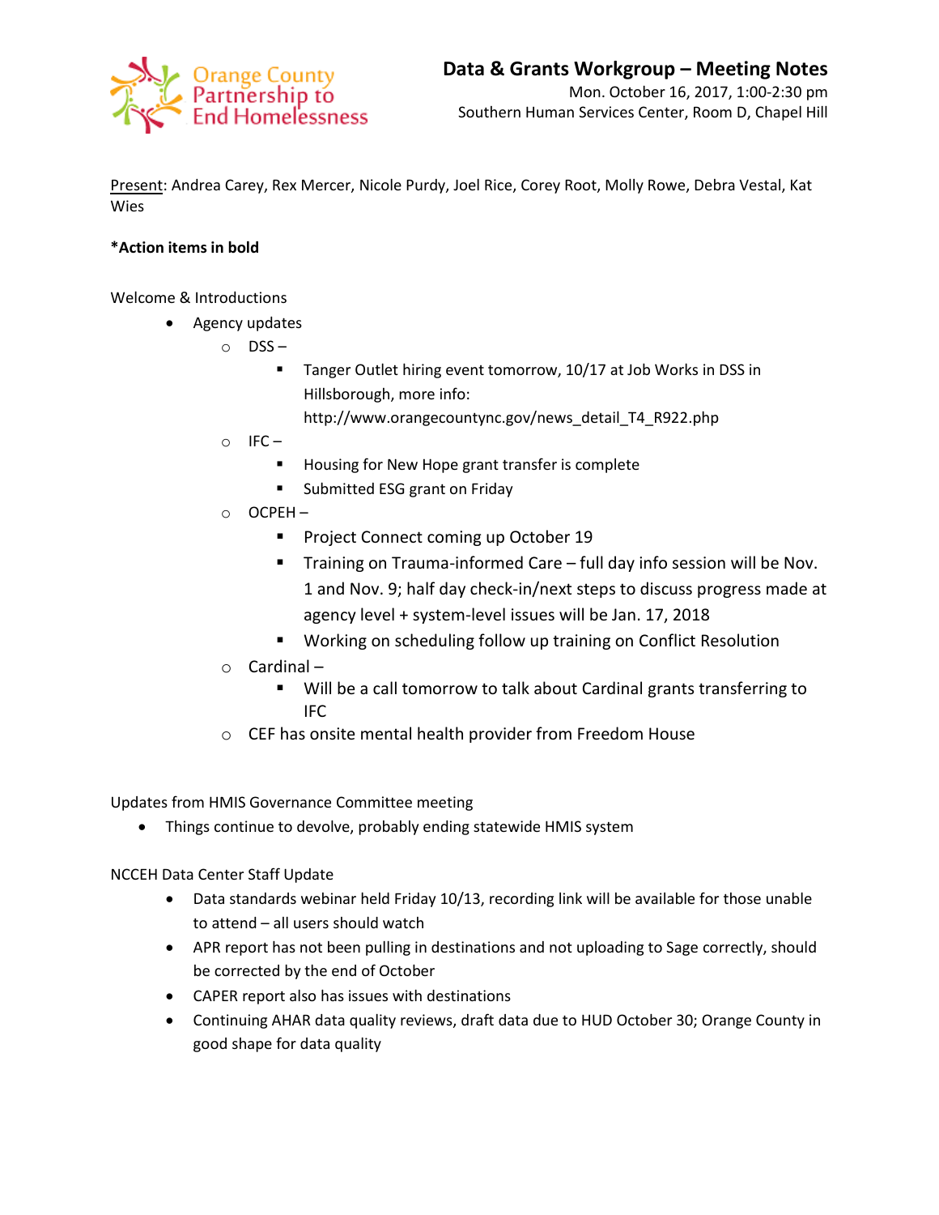Orange County Partnership to End Homelessness

# Data & Grants Workgroup – Meeting Notes

Mon. October 16, 2017, 1:00-2:30 pm
Southern Human Services Center, Room D, Chapel Hill

Present: Andrea Carey, Rex Mercer, Nicole Purdy, Joel Rice, Corey Root, Molly Rowe, Debra Vestal, Kat Wies

**\*Action items in bold**

Welcome & Introductions

- Agency updates
  - DSS –
    - Tanger Outlet hiring event tomorrow, 10/17 at Job Works in DSS in Hillsborough, more info: http://www.orangecountync.gov/news_detail_T4_R922.php
  - IFC –
    - Housing for New Hope grant transfer is complete
    - Submitted ESG grant on Friday
  - OCPEH –
    - Project Connect coming up October 19
    - Training on Trauma-informed Care – full day info session will be Nov. 1 and Nov. 9; half day check-in/next steps to discuss progress made at agency level + system-level issues will be Jan. 17, 2018
    - Working on scheduling follow up training on Conflict Resolution
  - Cardinal –
    - Will be a call tomorrow to talk about Cardinal grants transferring to IFC
  - CEF has onsite mental health provider from Freedom House

Updates from HMIS Governance Committee meeting

- Things continue to devolve, probably ending statewide HMIS system

NCCEH Data Center Staff Update

- Data standards webinar held Friday 10/13, recording link will be available for those unable to attend – all users should watch
- APR report has not been pulling in destinations and not uploading to Sage correctly, should be corrected by the end of October
- CAPER report also has issues with destinations
- Continuing AHAR data quality reviews, draft data due to HUD October 30; Orange County in good shape for data quality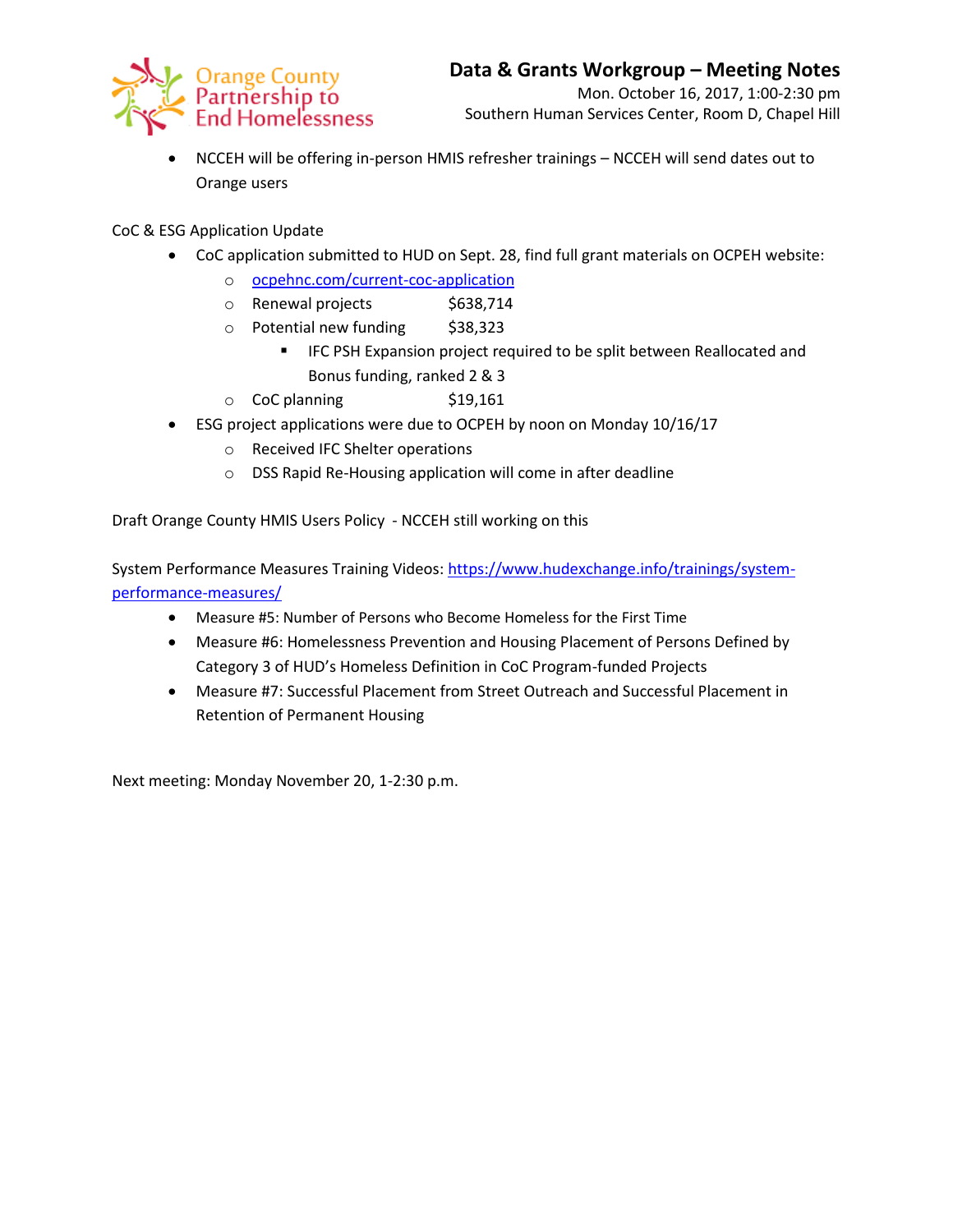- NCCEH will be offering in-person HMIS refresher trainings – NCCEH will send dates out to Orange users

CoC & ESG Application Update

- CoC application submitted to HUD on Sept. 28, find full grant materials on OCPEH website:
  - ocpehnc.com/current-coc-application
  - Renewal projects $638,714
  - Potential new funding $38,323
    - IFC PSH Expansion project required to be split between Reallocated and Bonus funding, ranked 2 & 3
  - CoC planning $19,161
- ESG project applications were due to OCPEH by noon on Monday 10/16/17
  - Received IFC Shelter operations
  - DSS Rapid Re-Housing application will come in after deadline

Draft Orange County HMIS Users Policy - NCCEH still working on this

System Performance Measures Training Videos: https://www.hudexchange.info/trainings/system-performance-measures/

- Measure #5: Number of Persons who Become Homeless for the First Time
- Measure #6: Homelessness Prevention and Housing Placement of Persons Defined by Category 3 of HUD's Homeless Definition in CoC Program-funded Projects
- Measure #7: Successful Placement from Street Outreach and Successful Placement in Retention of Permanent Housing

Next meeting: Monday November 20, 1-2:30 p.m.